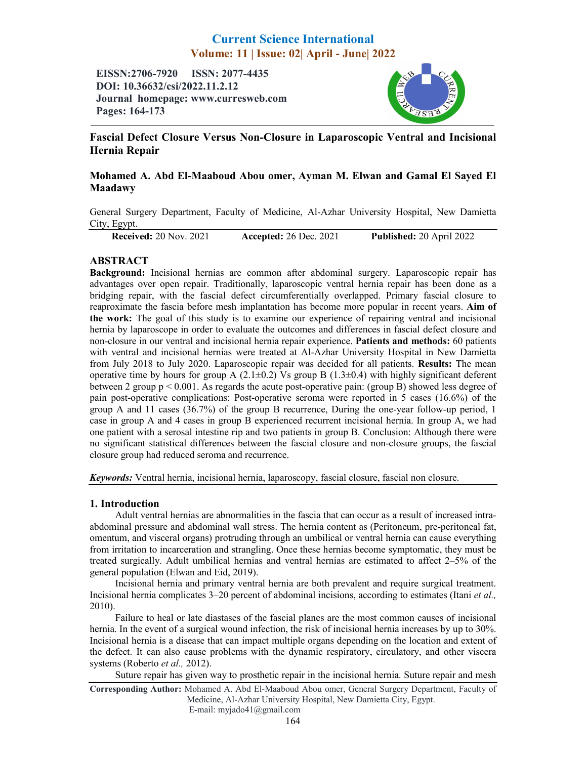# Fascial Defect Closure Versus Non-Closure in Laparoscopic Ventral and Incisional Hernia Repair

**Mohamed A. Abd El-Maaboud Abou omer, Ayman M. Elwan and Gamal El Sayed El Maadawy**

General Surgery Department, Faculty of Medicine, Al-Azhar University Hospital, New Damietta City, Egypt.

**Received:** 20 Nov. 2021 **Accepted:** 26 Dec. 2021 **Published:** 20 April 2022

## ABSTRACT

**Background:** Incisional hernias are common after abdominal surgery. Laparoscopic repair has advantages over open repair. Traditionally, laparoscopic ventral hernia repair has been done as a bridging repair, with the fascial defect circumferentially overlapped. Primary fascial closure to reapproximate the fascia before mesh implantation has become more popular in recent years. **Aim of the work:** The goal of this study is to examine our experience of repairing ventral and incisional hernia by laparoscope in order to evaluate the outcomes and differences in fascial defect closure and non-closure in our ventral and incisional hernia repair experience. **Patients and methods:** 60 patients with ventral and incisional hernias were treated at Al-Azhar University Hospital in New Damietta from July 2018 to July 2020. Laparoscopic repair was decided for all patients. **Results:** The mean operative time by hours for group A (2.1±0.2) Vs group B (1.3±0.4) with highly significant deferent between 2 group $p < 0.001$. As regards the acute post-operative pain: (group B) showed less degree of pain post-operative complications: Post-operative seroma were reported in 5 cases (16.6%) of the group A and 11 cases (36.7%) of the group B recurrence, During the one-year follow-up period, 1 case in group A and 4 cases in group B experienced recurrent incisional hernia. In group A, we had one patient with a serosal intestine rip and two patients in group B. Conclusion: Although there were no significant statistical differences between the fascial closure and non-closure groups, the fascial closure group had reduced seroma and recurrence.

***Keywords:*** Ventral hernia, incisional hernia, laparoscopy, fascial closure, fascial non closure.

## 1. Introduction

Adult ventral hernias are abnormalities in the fascia that can occur as a result of increased intra-abdominal pressure and abdominal wall stress. The hernia content as (Peritoneum, pre-peritoneal fat, omentum, and visceral organs) protruding through an umbilical or ventral hernia can cause everything from irritation to incarceration and strangling. Once these hernias become symptomatic, they must be treated surgically. Adult umbilical hernias and ventral hernias are estimated to affect 2–5% of the general population (Elwan and Eid, 2019).

Incisional hernia and primary ventral hernia are both prevalent and require surgical treatment. Incisional hernia complicates 3–20 percent of abdominal incisions, according to estimates (Itani *et al.,* 2010).

Failure to heal or late diastases of the fascial planes are the most common causes of incisional hernia. In the event of a surgical wound infection, the risk of incisional hernia increases by up to 30%. Incisional hernia is a disease that can impact multiple organs depending on the location and extent of the defect. It can also cause problems with the dynamic respiratory, circulatory, and other viscera systems (Roberto *et al.,* 2012).

Suture repair has given way to prosthetic repair in the incisional hernia. Suture repair and mesh

**Corresponding Author:** Mohamed A. Abd El-Maaboud Abou omer, General Surgery Department, Faculty of Medicine, Al-Azhar University Hospital, New Damietta City, Egypt.
E-mail: myjado41@gmail.com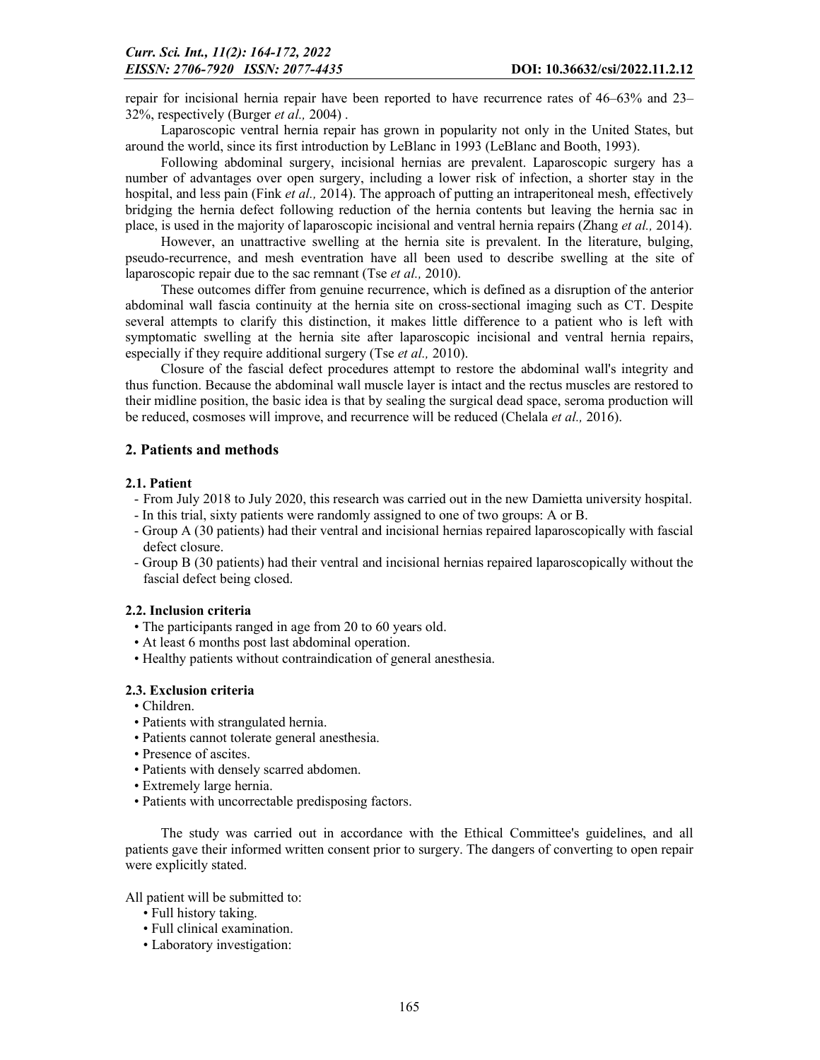repair for incisional hernia repair have been reported to have recurrence rates of 46–63% and 23–32%, respectively (Burger *et al.,* 2004) .

Laparoscopic ventral hernia repair has grown in popularity not only in the United States, but around the world, since its first introduction by LeBlanc in 1993 (LeBlanc and Booth, 1993).

Following abdominal surgery, incisional hernias are prevalent. Laparoscopic surgery has a number of advantages over open surgery, including a lower risk of infection, a shorter stay in the hospital, and less pain (Fink *et al.,* 2014). The approach of putting an intraperitoneal mesh, effectively bridging the hernia defect following reduction of the hernia contents but leaving the hernia sac in place, is used in the majority of laparoscopic incisional and ventral hernia repairs (Zhang *et al.,* 2014).

However, an unattractive swelling at the hernia site is prevalent. In the literature, bulging, pseudo-recurrence, and mesh eventration have all been used to describe swelling at the site of laparoscopic repair due to the sac remnant (Tse *et al.,* 2010).

These outcomes differ from genuine recurrence, which is defined as a disruption of the anterior abdominal wall fascia continuity at the hernia site on cross-sectional imaging such as CT. Despite several attempts to clarify this distinction, it makes little difference to a patient who is left with symptomatic swelling at the hernia site after laparoscopic incisional and ventral hernia repairs, especially if they require additional surgery (Tse *et al.,* 2010).

Closure of the fascial defect procedures attempt to restore the abdominal wall's integrity and thus function. Because the abdominal wall muscle layer is intact and the rectus muscles are restored to their midline position, the basic idea is that by sealing the surgical dead space, seroma production will be reduced, cosmoses will improve, and recurrence will be reduced (Chelala *et al.,* 2016).

## 2. Patients and methods

### 2.1. Patient

- From July 2018 to July 2020, this research was carried out in the new Damietta university hospital.
- In this trial, sixty patients were randomly assigned to one of two groups: A or B.
- Group A (30 patients) had their ventral and incisional hernias repaired laparoscopically with fascial defect closure.
- Group B (30 patients) had their ventral and incisional hernias repaired laparoscopically without the fascial defect being closed.

### 2.2. Inclusion criteria

- The participants ranged in age from 20 to 60 years old.
- At least 6 months post last abdominal operation.
- Healthy patients without contraindication of general anesthesia.

### 2.3. Exclusion criteria

- Children.
- Patients with strangulated hernia.
- Patients cannot tolerate general anesthesia.
- Presence of ascites.
- Patients with densely scarred abdomen.
- Extremely large hernia.
- Patients with uncorrectable predisposing factors.

The study was carried out in accordance with the Ethical Committee's guidelines, and all patients gave their informed written consent prior to surgery. The dangers of converting to open repair were explicitly stated.

All patient will be submitted to:

- Full history taking.
- Full clinical examination.
- Laboratory investigation: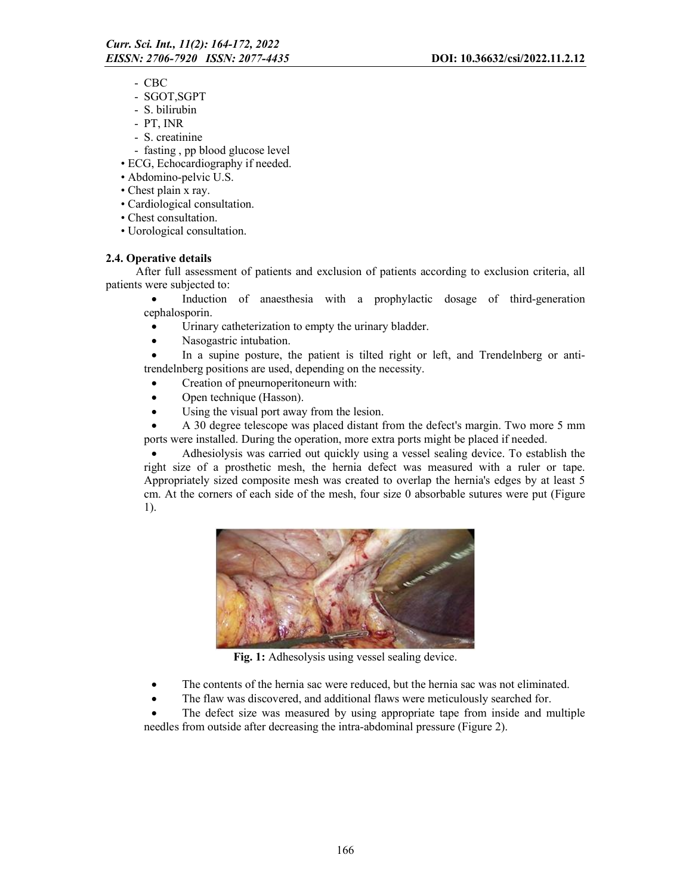- CBC
- SGOT,SGPT
- S. bilirubin
- PT, INR
- S. creatinine
- fasting , pp blood glucose level

• ECG, Echocardiography if needed.
• Abdomino-pelvic U.S.
• Chest plain x ray.
• Cardiological consultation.
• Chest consultation.
• Uorological consultation.

### 2.4. Operative details

After full assessment of patients and exclusion of patients according to exclusion criteria, all patients were subjected to:

- Induction of anaesthesia with a prophylactic dosage of third-generation cephalosporin.
- Urinary catheterization to empty the urinary bladder.
- Nasogastric intubation.
- In a supine posture, the patient is tilted right or left, and Trendelnberg or anti-trendelnberg positions are used, depending on the necessity.
- Creation of pneurnoperitoneurn with:
- Open technique (Hasson).
- Using the visual port away from the lesion.
- A 30 degree telescope was placed distant from the defect's margin. Two more 5 mm ports were installed. During the operation, more extra ports might be placed if needed.
- Adhesiolysis was carried out quickly using a vessel sealing device. To establish the right size of a prosthetic mesh, the hernia defect was measured with a ruler or tape. Appropriately sized composite mesh was created to overlap the hernia's edges by at least 5 cm. At the corners of each side of the mesh, four size 0 absorbable sutures were put (Figure 1).

**Fig. 1:** Adhesolysis using vessel sealing device.

- The contents of the hernia sac were reduced, but the hernia sac was not eliminated.
- The flaw was discovered, and additional flaws were meticulously searched for.
- The defect size was measured by using appropriate tape from inside and multiple needles from outside after decreasing the intra-abdominal pressure (Figure 2).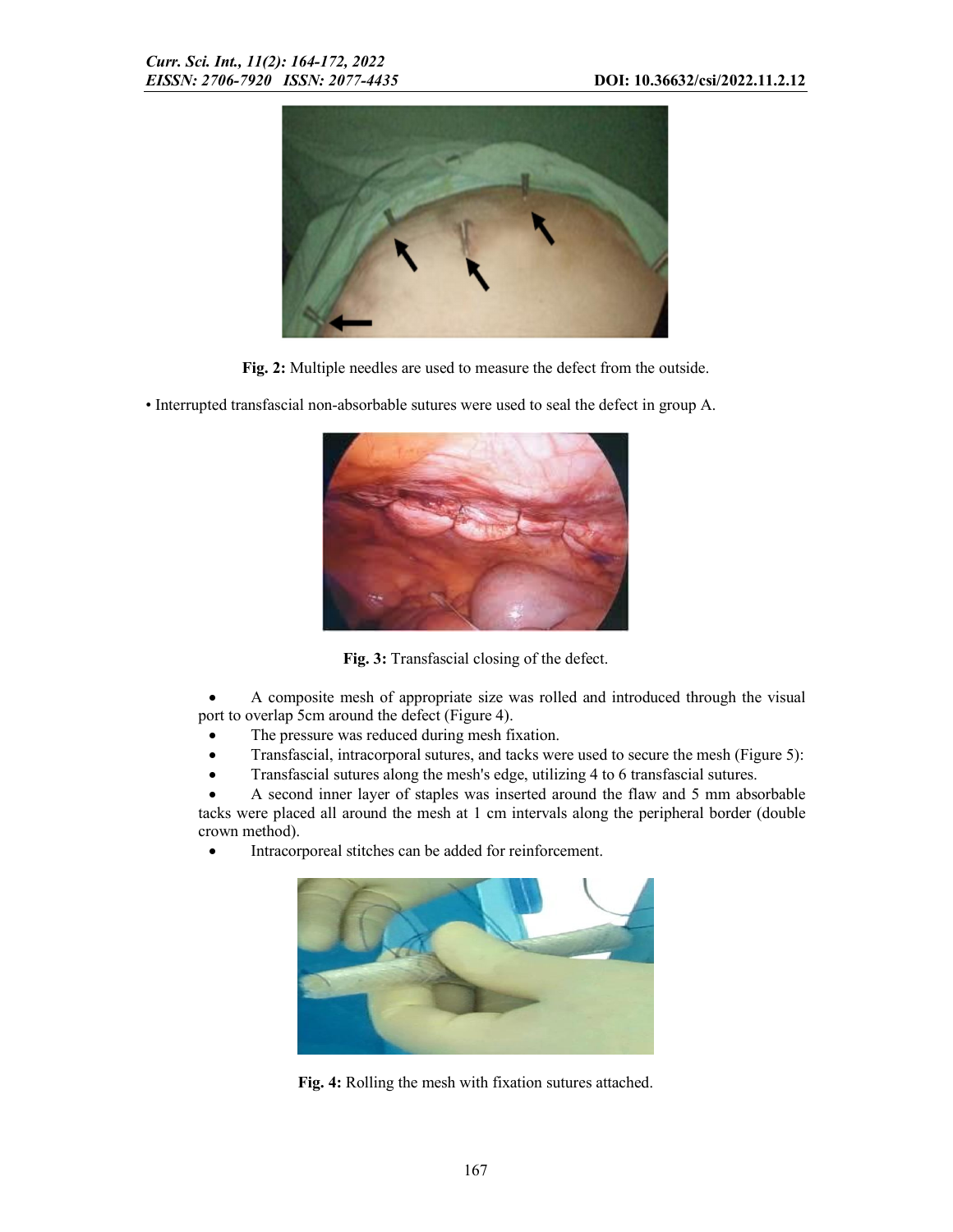Fig. 2: Multiple needles are used to measure the defect from the outside.

• Interrupted transfascial non-absorbable sutures were used to seal the defect in group A.

Fig. 3: Transfascial closing of the defect.

- A composite mesh of appropriate size was rolled and introduced through the visual port to overlap 5cm around the defect (Figure 4).
- The pressure was reduced during mesh fixation.
- Transfascial, intracorporal sutures, and tacks were used to secure the mesh (Figure 5):
- Transfascial sutures along the mesh's edge, utilizing 4 to 6 transfascial sutures.
- A second inner layer of staples was inserted around the flaw and 5 mm absorbable tacks were placed all around the mesh at 1 cm intervals along the peripheral border (double crown method).
- Intracorporeal stitches can be added for reinforcement.

Fig. 4: Rolling the mesh with fixation sutures attached.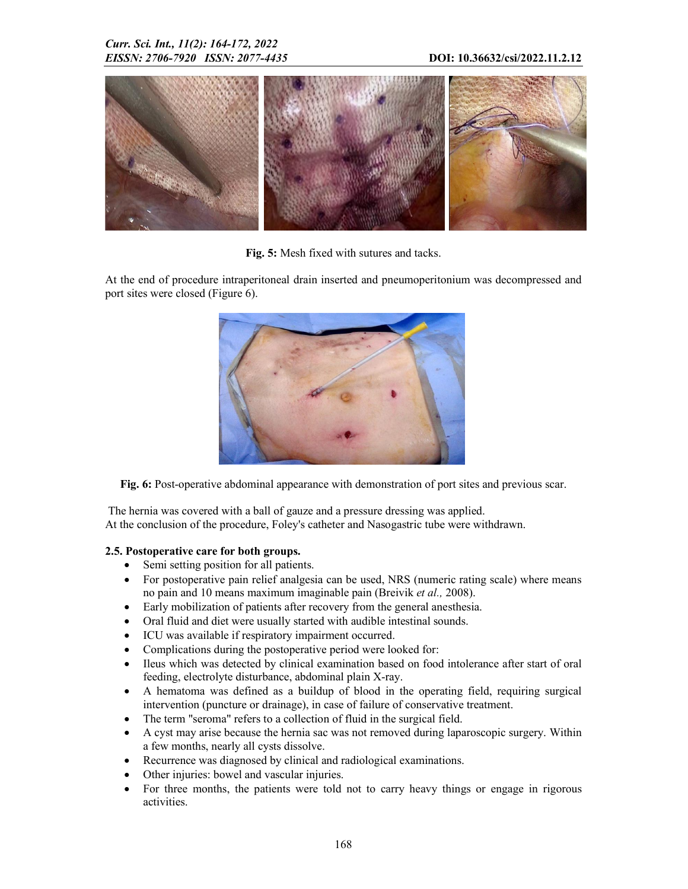**Fig. 5:** Mesh fixed with sutures and tacks.

At the end of procedure intraperitoneal drain inserted and pneumoperitonium was decompressed and port sites were closed (Figure 6).

**Fig. 6:** Post-operative abdominal appearance with demonstration of port sites and previous scar.

The hernia was covered with a ball of gauze and a pressure dressing was applied.
At the conclusion of the procedure, Foley's catheter and Nasogastric tube were withdrawn.

### 2.5. Postoperative care for both groups.

- Semi setting position for all patients.
- For postoperative pain relief analgesia can be used, NRS (numeric rating scale) where means no pain and 10 means maximum imaginable pain (Breivik *et al.,* 2008).
- Early mobilization of patients after recovery from the general anesthesia.
- Oral fluid and diet were usually started with audible intestinal sounds.
- ICU was available if respiratory impairment occurred.
- Complications during the postoperative period were looked for:
- Ileus which was detected by clinical examination based on food intolerance after start of oral feeding, electrolyte disturbance, abdominal plain X-ray.
- A hematoma was defined as a buildup of blood in the operating field, requiring surgical intervention (puncture or drainage), in case of failure of conservative treatment.
- The term "seroma" refers to a collection of fluid in the surgical field.
- A cyst may arise because the hernia sac was not removed during laparoscopic surgery. Within a few months, nearly all cysts dissolve.
- Recurrence was diagnosed by clinical and radiological examinations.
- Other injuries: bowel and vascular injuries.
- For three months, the patients were told not to carry heavy things or engage in rigorous activities.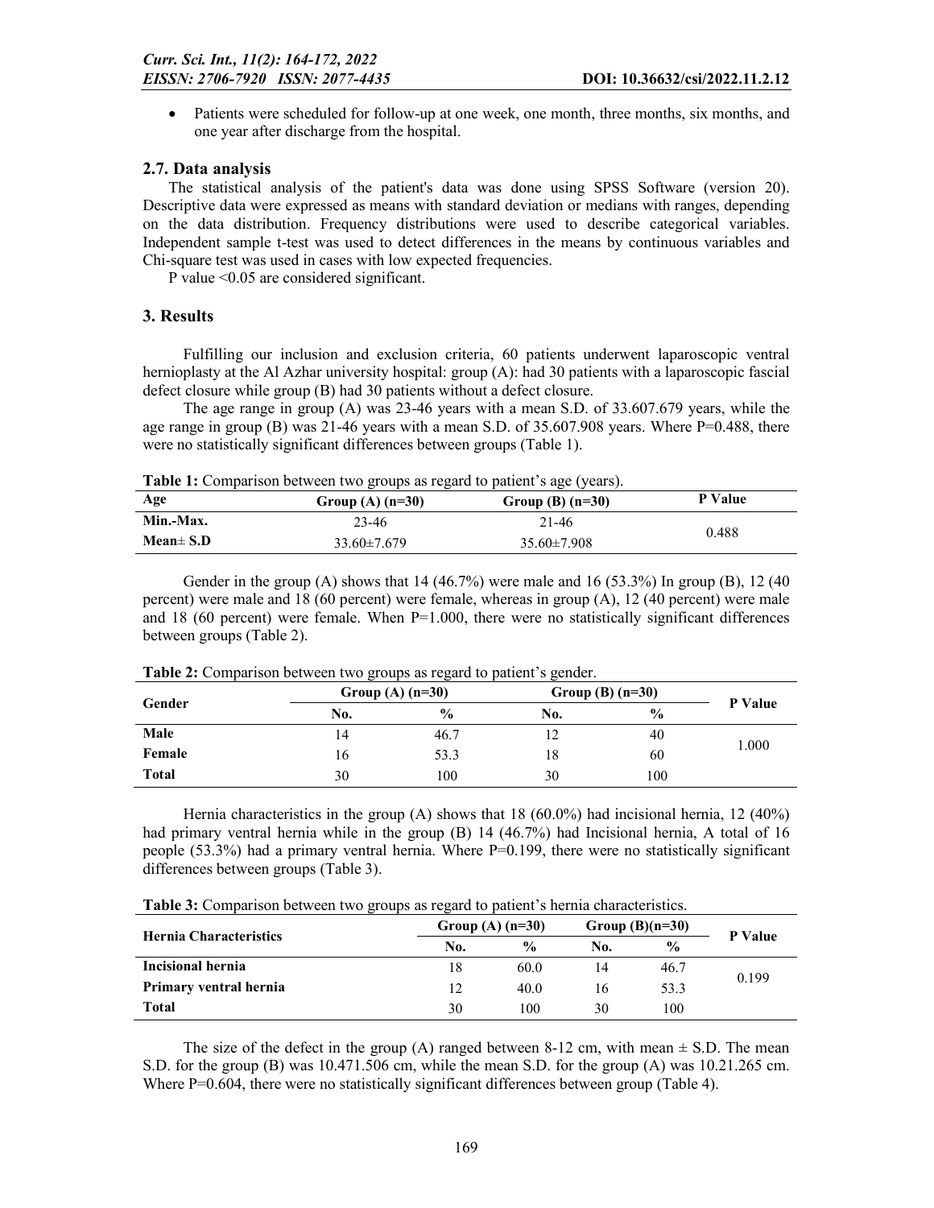- Patients were scheduled for follow-up at one week, one month, three months, six months, and one year after discharge from the hospital.

### 2.7. Data analysis

The statistical analysis of the patient's data was done using SPSS Software (version 20). Descriptive data were expressed as means with standard deviation or medians with ranges, depending on the data distribution. Frequency distributions were used to describe categorical variables. Independent sample t-test was used to detect differences in the means by continuous variables and Chi-square test was used in cases with low expected frequencies.

P value <0.05 are considered significant.

## 3. Results

Fulfilling our inclusion and exclusion criteria, 60 patients underwent laparoscopic ventral hernioplasty at the Al Azhar university hospital: group (A): had 30 patients with a laparoscopic fascial defect closure while group (B) had 30 patients without a defect closure.

The age range in group (A) was 23-46 years with a mean S.D. of 33.607.679 years, while the age range in group (B) was 21-46 years with a mean S.D. of 35.607.908 years. Where P=0.488, there were no statistically significant differences between groups (Table 1).

**Table 1:** Comparison between two groups as regard to patient's age (years).

| Age | Group (A) (n=30) | Group (B) (n=30) | P Value |
|---|---|---|---|
| Min.-Max. | 23-46 | 21-46 | 0.488 |
| Mean± S.D | 33.60±7.679 | 35.60±7.908 | |

Gender in the group (A) shows that 14 (46.7%) were male and 16 (53.3%) In group (B), 12 (40 percent) were male and 18 (60 percent) were female, whereas in group (A), 12 (40 percent) were male and 18 (60 percent) were female. When P=1.000, there were no statistically significant differences between groups (Table 2).

**Table 2:** Comparison between two groups as regard to patient's gender.

| Gender | Group (A) (n=30) | | Group (B) (n=30) | | P Value |
|---|---|---|---|---|---|
| | No. | % | No. | % | |
| Male | 14 | 46.7 | 12 | 40 | 1.000 |
| Female | 16 | 53.3 | 18 | 60 | |
| Total | 30 | 100 | 30 | 100 | |

Hernia characteristics in the group (A) shows that 18 (60.0%) had incisional hernia, 12 (40%) had primary ventral hernia while in the group (B) 14 (46.7%) had Incisional hernia, A total of 16 people (53.3%) had a primary ventral hernia. Where P=0.199, there were no statistically significant differences between groups (Table 3).

**Table 3:** Comparison between two groups as regard to patient's hernia characteristics.

| Hernia Characteristics | Group (A) (n=30) | | Group (B)(n=30) | | P Value |
|---|---|---|---|---|---|
| | No. | % | No. | % | |
| Incisional hernia | 18 | 60.0 | 14 | 46.7 | 0.199 |
| Primary ventral hernia | 12 | 40.0 | 16 | 53.3 | |
| Total | 30 | 100 | 30 | 100 | |

The size of the defect in the group (A) ranged between 8-12 cm, with mean ± S.D. The mean S.D. for the group (B) was 10.471.506 cm, while the mean S.D. for the group (A) was 10.21.265 cm. Where P=0.604, there were no statistically significant differences between group (Table 4).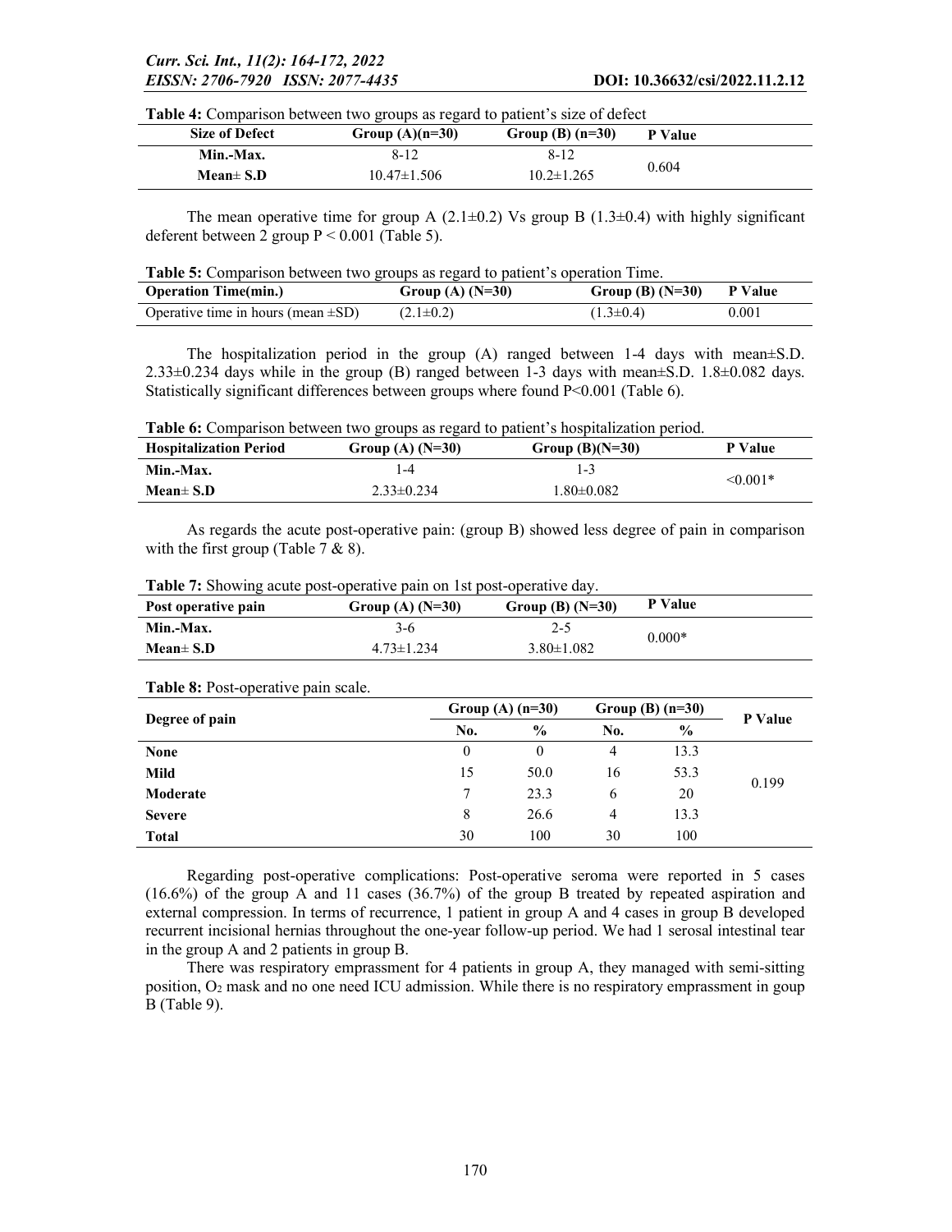**Table 4:** Comparison between two groups as regard to patient's size of defect

| Size of Defect | Group (A)(n=30) | Group (B) (n=30) | P Value |
|---|---|---|---|
| Min.-Max. | 8-12 | 8-12 | 0.604 |
| Mean± S.D | 10.47±1.506 | 10.2±1.265 | |

The mean operative time for group A (2.1±0.2) Vs group B (1.3±0.4) with highly significant deferent between 2 group $P < 0.001$ (Table 5).

**Table 5:** Comparison between two groups as regard to patient's operation Time.

| Operation Time(min.) | Group (A) (N=30) | Group (B) (N=30) | P Value |
|---|---|---|---|
| Operative time in hours (mean ±SD) | (2.1±0.2) | (1.3±0.4) | 0.001 |

The hospitalization period in the group (A) ranged between 1-4 days with mean±S.D. 2.33±0.234 days while in the group (B) ranged between 1-3 days with mean±S.D. 1.8±0.082 days. Statistically significant differences between groups where found $P<0.001$ (Table 6).

**Table 6:** Comparison between two groups as regard to patient's hospitalization period.

| Hospitalization Period | Group (A) (N=30) | Group (B)(N=30) | P Value |
|---|---|---|---|
| Min.-Max. | 1-4 | 1-3 | <0.001* |
| Mean± S.D | 2.33±0.234 | 1.80±0.082 | |

As regards the acute post-operative pain: (group B) showed less degree of pain in comparison with the first group (Table 7 & 8).

**Table 7:** Showing acute post-operative pain on 1st post-operative day.

| Post operative pain | Group (A) (N=30) | Group (B) (N=30) | P Value |
|---|---|---|---|
| Min.-Max. | 3-6 | 2-5 | 0.000* |
| Mean± S.D | 4.73±1.234 | 3.80±1.082 | |

**Table 8:** Post-operative pain scale.

| Degree of pain | Group (A) (n=30) | | Group (B) (n=30) | | P Value |
|---|---|---|---|---|---|
| | No. | % | No. | % | |
| None | 0 | 0 | 4 | 13.3 | 0.199 |
| Mild | 15 | 50.0 | 16 | 53.3 | |
| Moderate | 7 | 23.3 | 6 | 20 | |
| Severe | 8 | 26.6 | 4 | 13.3 | |
| Total | 30 | 100 | 30 | 100 | |

Regarding post-operative complications: Post-operative seroma were reported in 5 cases (16.6%) of the group A and 11 cases (36.7%) of the group B treated by repeated aspiration and external compression. In terms of recurrence, 1 patient in group A and 4 cases in group B developed recurrent incisional hernias throughout the one-year follow-up period. We had 1 serosal intestinal tear in the group A and 2 patients in group B.

There was respiratory empprassment for 4 patients in group A, they managed with semi-sitting position, $O_2$ mask and no one need ICU admission. While there is no respiratory empprassment in goup B (Table 9).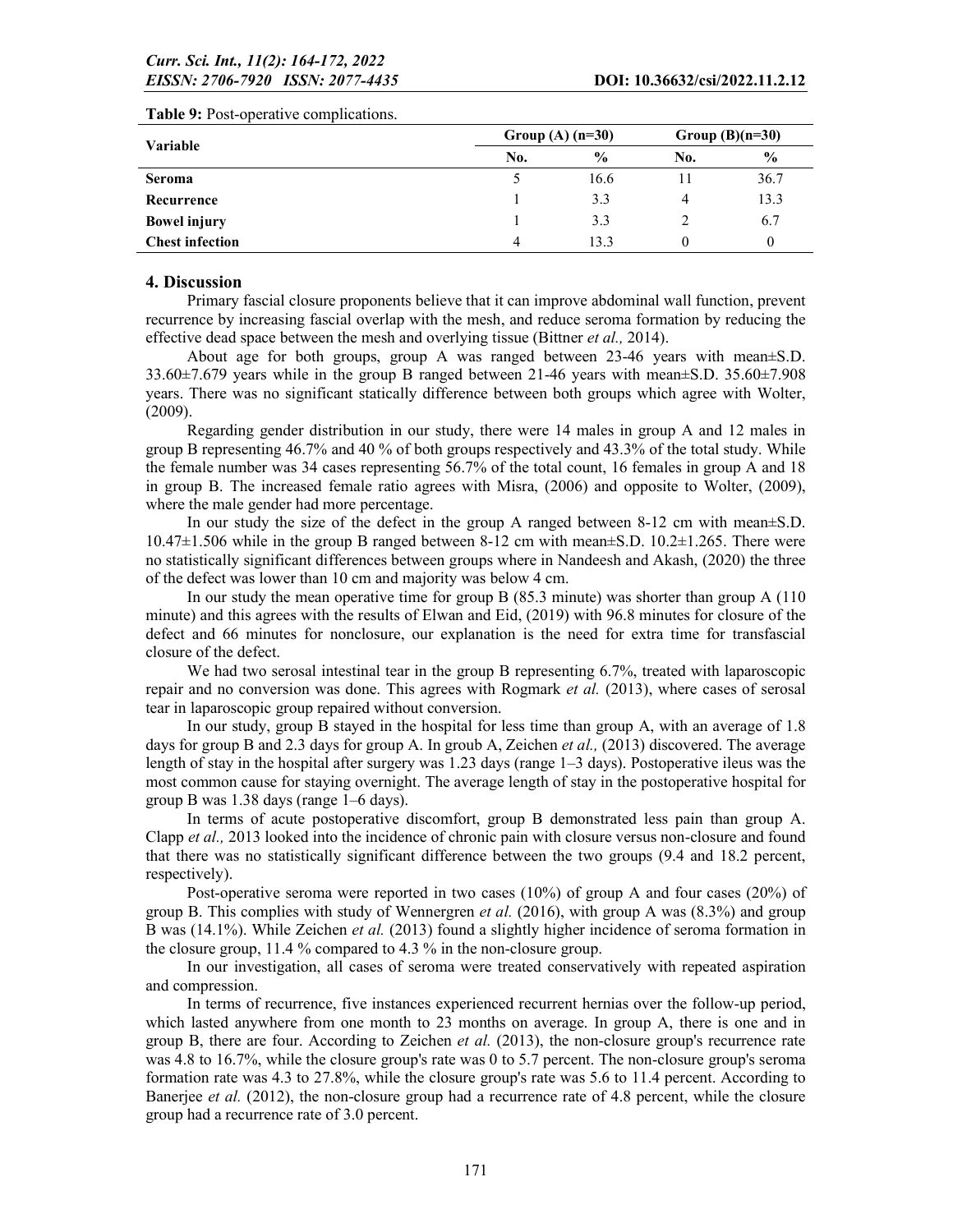**Table 9:** Post-operative complications.

| Variable | Group (A) (n=30) | | Group (B)(n=30) | |
|---|---|---|---|---|
| | No. | % | No. | % |
| **Seroma** | 5 | 16.6 | 11 | 36.7 |
| **Recurrence** | 1 | 3.3 | 4 | 13.3 |
| **Bowel injury** | 1 | 3.3 | 2 | 6.7 |
| **Chest infection** | 4 | 13.3 | 0 | 0 |

## 4. Discussion

Primary fascial closure proponents believe that it can improve abdominal wall function, prevent recurrence by increasing fascial overlap with the mesh, and reduce seroma formation by reducing the effective dead space between the mesh and overlying tissue (Bittner *et al.,* 2014).

About age for both groups, group A was ranged between 23-46 years with mean±S.D. 33.60±7.679 years while in the group B ranged between 21-46 years with mean±S.D. 35.60±7.908 years. There was no significant statically difference between both groups which agree with Wolter, (2009).

Regarding gender distribution in our study, there were 14 males in group A and 12 males in group B representing 46.7% and 40 % of both groups respectively and 43.3% of the total study. While the female number was 34 cases representing 56.7% of the total count, 16 females in group A and 18 in group B. The increased female ratio agrees with Misra, (2006) and opposite to Wolter, (2009), where the male gender had more percentage.

In our study the size of the defect in the group A ranged between 8-12 cm with mean±S.D. 10.47±1.506 while in the group B ranged between 8-12 cm with mean±S.D. 10.2±1.265. There were no statistically significant differences between groups where in Nandeesh and Akash, (2020) the three of the defect was lower than 10 cm and majority was below 4 cm.

In our study the mean operative time for group B (85.3 minute) was shorter than group A (110 minute) and this agrees with the results of Elwan and Eid, (2019) with 96.8 minutes for closure of the defect and 66 minutes for nonclosure, our explanation is the need for extra time for transfascial closure of the defect.

We had two serosal intestinal tear in the group B representing 6.7%, treated with laparoscopic repair and no conversion was done. This agrees with Rogmark *et al.* (2013), where cases of serosal tear in laparoscopic group repaired without conversion.

In our study, group B stayed in the hospital for less time than group A, with an average of 1.8 days for group B and 2.3 days for group A. In groub A, Zeichen *et al.,* (2013) discovered. The average length of stay in the hospital after surgery was 1.23 days (range 1–3 days). Postoperative ileus was the most common cause for staying overnight. The average length of stay in the postoperative hospital for group B was 1.38 days (range 1–6 days).

In terms of acute postoperative discomfort, group B demonstrated less pain than group A. Clapp *et al.,* 2013 looked into the incidence of chronic pain with closure versus non-closure and found that there was no statistically significant difference between the two groups (9.4 and 18.2 percent, respectively).

Post-operative seroma were reported in two cases (10%) of group A and four cases (20%) of group B. This complies with study of Wennergren *et al.* (2016), with group A was (8.3%) and group B was (14.1%). While Zeichen *et al.* (2013) found a slightly higher incidence of seroma formation in the closure group, 11.4 % compared to 4.3 % in the non-closure group.

In our investigation, all cases of seroma were treated conservatively with repeated aspiration and compression.

In terms of recurrence, five instances experienced recurrent hernias over the follow-up period, which lasted anywhere from one month to 23 months on average. In group A, there is one and in group B, there are four. According to Zeichen *et al.* (2013), the non-closure group's recurrence rate was 4.8 to 16.7%, while the closure group's rate was 0 to 5.7 percent. The non-closure group's seroma formation rate was 4.3 to 27.8%, while the closure group's rate was 5.6 to 11.4 percent. According to Banerjee *et al.* (2012), the non-closure group had a recurrence rate of 4.8 percent, while the closure group had a recurrence rate of 3.0 percent.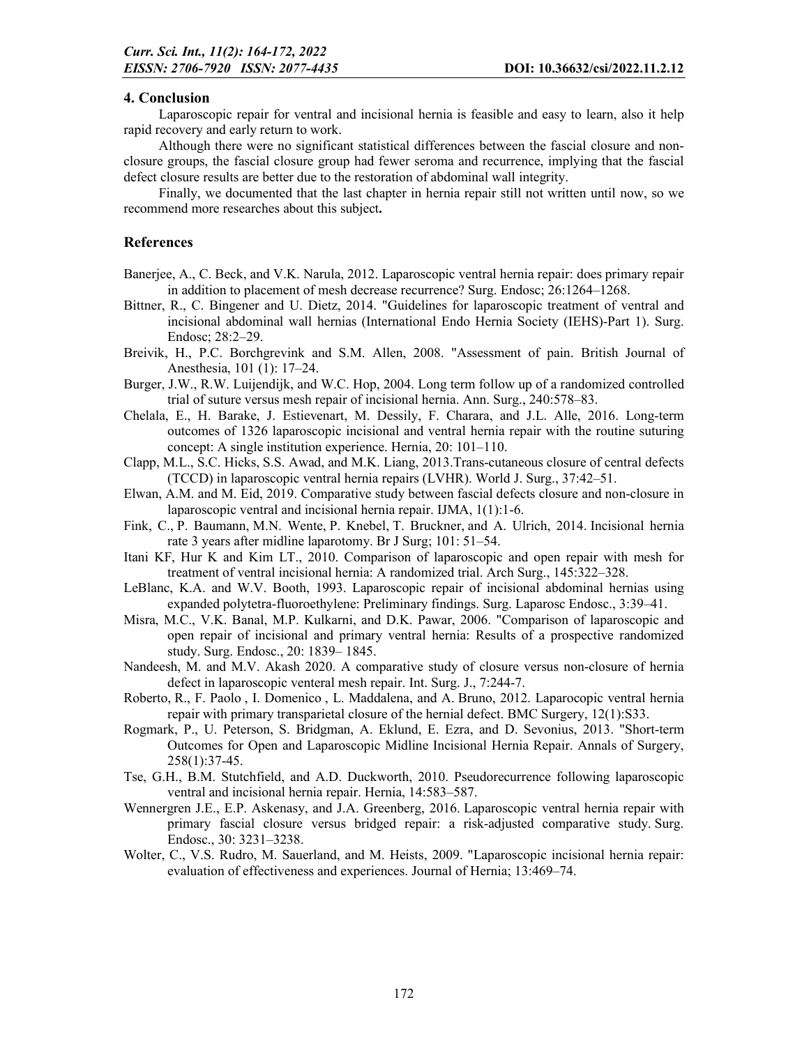## 4. Conclusion

Laparoscopic repair for ventral and incisional hernia is feasible and easy to learn, also it help rapid recovery and early return to work.

Although there were no significant statistical differences between the fascial closure and non-closure groups, the fascial closure group had fewer seroma and recurrence, implying that the fascial defect closure results are better due to the restoration of abdominal wall integrity.

Finally, we documented that the last chapter in hernia repair still not written until now, so we recommend more researches about this subject**.**

## References

Banerjee, A., C. Beck, and V.K. Narula, 2012. Laparoscopic ventral hernia repair: does primary repair in addition to placement of mesh decrease recurrence? Surg. Endosc; 26:1264–1268.

Bittner, R., C. Bingener and U. Dietz, 2014. "Guidelines for laparoscopic treatment of ventral and incisional abdominal wall hernias (International Endo Hernia Society (IEHS)-Part 1). Surg. Endosc; 28:2–29.

Breivik, H., P.C. Borchgrevink and S.M. Allen, 2008. "Assessment of pain. British Journal of Anesthesia, 101 (1): 17–24.

Burger, J.W., R.W. Luijendijk, and W.C. Hop, 2004. Long term follow up of a randomized controlled trial of suture versus mesh repair of incisional hernia. Ann. Surg., 240:578–83.

Chelala, E., H. Barake, J. Estievenart, M. Dessily, F. Charara, and J.L. Alle, 2016. Long-term outcomes of 1326 laparoscopic incisional and ventral hernia repair with the routine suturing concept: A single institution experience. Hernia, 20: 101–110.

Clapp, M.L., S.C. Hicks, S.S. Awad, and M.K. Liang, 2013.Trans-cutaneous closure of central defects (TCCD) in laparoscopic ventral hernia repairs (LVHR). World J. Surg., 37:42–51.

Elwan, A.M. and M. Eid, 2019. Comparative study between fascial defects closure and non-closure in laparoscopic ventral and incisional hernia repair. IJMA, 1(1):1-6.

Fink, C., P. Baumann, M.N. Wente, P. Knebel, T. Bruckner, and A. Ulrich, 2014. Incisional hernia rate 3 years after midline laparotomy. Br J Surg; 101: 51–54.

Itani KF, Hur K and Kim LT., 2010. Comparison of laparoscopic and open repair with mesh for treatment of ventral incisional hernia: A randomized trial. Arch Surg., 145:322–328.

LeBlanc, K.A. and W.V. Booth, 1993. Laparoscopic repair of incisional abdominal hernias using expanded polytetra-fluoroethylene: Preliminary findings. Surg. Laparosc Endosc., 3:39–41.

Misra, M.C., V.K. Banal, M.P. Kulkarni, and D.K. Pawar, 2006. "Comparison of laparoscopic and open repair of incisional and primary ventral hernia: Results of a prospective randomized study. Surg. Endosc., 20: 1839– 1845.

Nandeesh, M. and M.V. Akash 2020. A comparative study of closure versus non-closure of hernia defect in laparoscopic venteral mesh repair. Int. Surg. J., 7:244-7.

Roberto, R., F. Paolo , I. Domenico , L. Maddalena, and A. Bruno, 2012. Laparocopic ventral hernia repair with primary transparietal closure of the hernial defect. BMC Surgery, 12(1):S33.

Rogmark, P., U. Peterson, S. Bridgman, A. Eklund, E. Ezra, and D. Sevonius, 2013. "Short-term Outcomes for Open and Laparoscopic Midline Incisional Hernia Repair. Annals of Surgery, 258(1):37-45.

Tse, G.H., B.M. Stutchfield, and A.D. Duckworth, 2010. Pseudorecurrence following laparoscopic ventral and incisional hernia repair. Hernia, 14:583–587.

Wennergren J.E., E.P. Askenasy, and J.A. Greenberg, 2016. Laparoscopic ventral hernia repair with primary fascial closure versus bridged repair: a risk-adjusted comparative study. Surg. Endosc., 30: 3231–3238.

Wolter, C., V.S. Rudro, M. Sauerland, and M. Heists, 2009. "Laparoscopic incisional hernia repair: evaluation of effectiveness and experiences. Journal of Hernia; 13:469–74.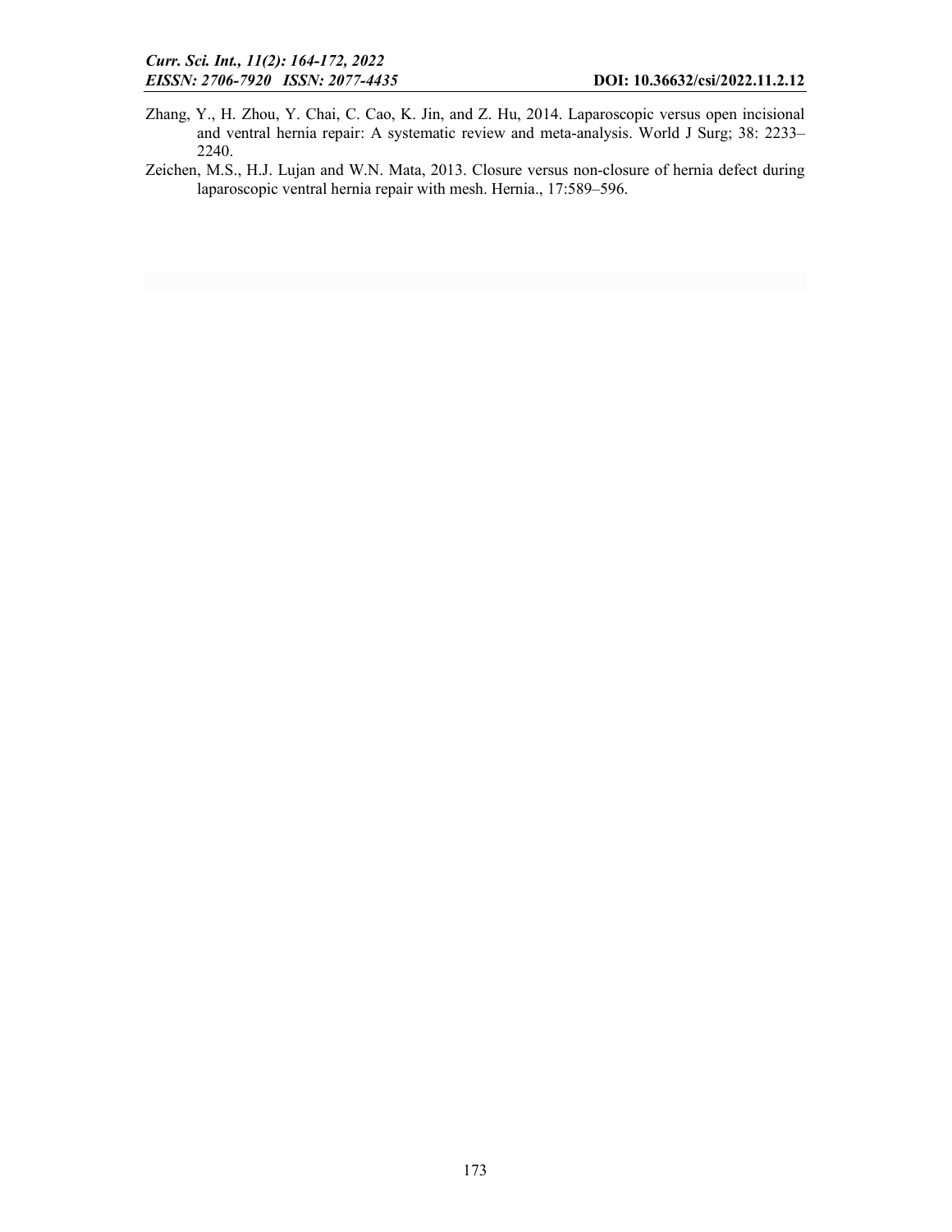Zhang, Y., H. Zhou, Y. Chai, C. Cao, K. Jin, and Z. Hu, 2014. Laparoscopic versus open incisional and ventral hernia repair: A systematic review and meta-analysis. World J Surg; 38: 2233–2240.

Zeichen, M.S., H.J. Lujan and W.N. Mata, 2013. Closure versus non-closure of hernia defect during laparoscopic ventral hernia repair with mesh. Hernia., 17:589–596.